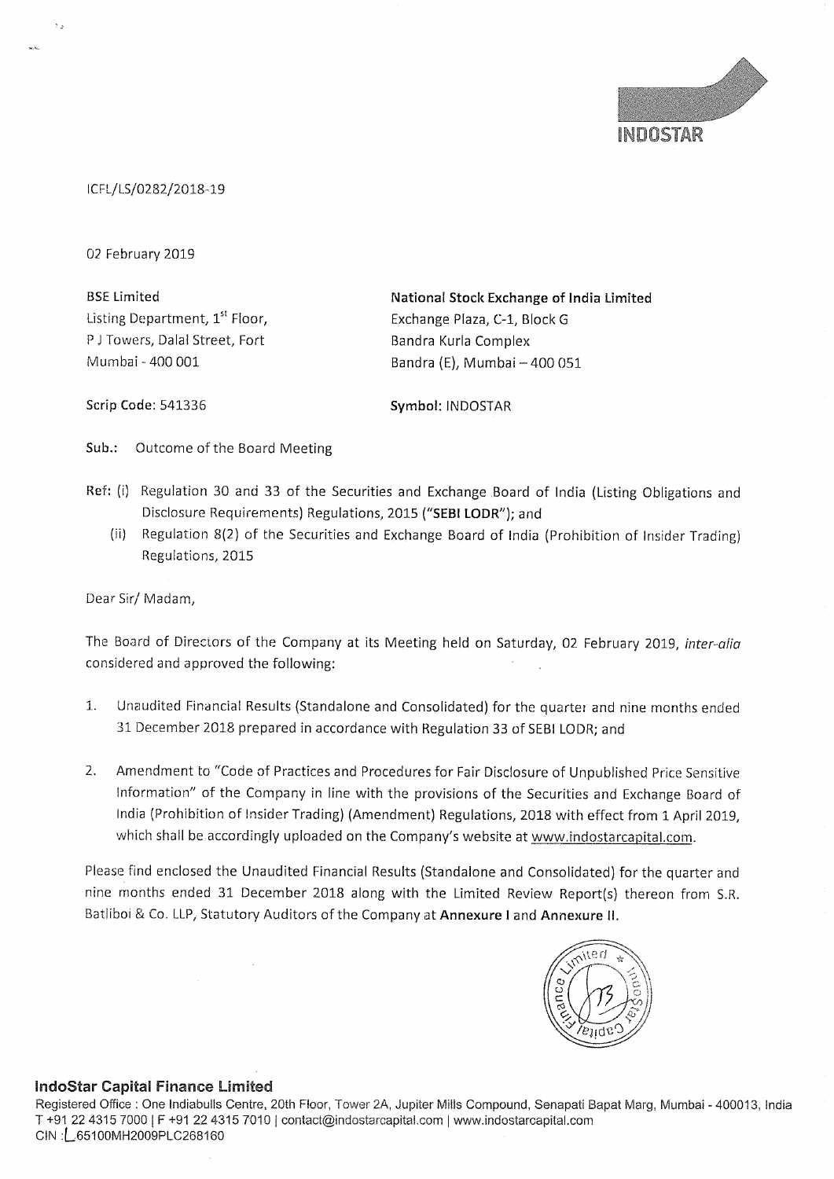ICFL/LS/0282/2018-19

02 February 2019

| BSE Limited | **National Stock Exchange of India Limited** |
|---|---|
| Listing Department, 1st Floor, | Exchange Plaza, C-1, Block G |
| P J Towers, Dalal Street, Fort | Bandra Kurla Complex |
| Mumbai - 400 001 | Bandra (E), Mumbai – 400 051 |
| **Scrip Code:** 541336 | **Symbol:** INDOSTAR |

**Sub.:** Outcome of the Board Meeting

**Ref:** (i) Regulation 30 and 33 of the Securities and Exchange Board of India (Listing Obligations and Disclosure Requirements) Regulations, 2015 ("**SEBI LODR**"); and

(ii) Regulation 8(2) of the Securities and Exchange Board of India (Prohibition of Insider Trading) Regulations, 2015

Dear Sir/ Madam,

The Board of Directors of the Company at its Meeting held on Saturday, 02 February 2019, *inter-alia* considered and approved the following:

1. Unaudited Financial Results (Standalone and Consolidated) for the quarter and nine months ended 31 December 2018 prepared in accordance with Regulation 33 of SEBI LODR; and

2. Amendment to "Code of Practices and Procedures for Fair Disclosure of Unpublished Price Sensitive Information" of the Company in line with the provisions of the Securities and Exchange Board of India (Prohibition of Insider Trading) (Amendment) Regulations, 2018 with effect from 1 April 2019, which shall be accordingly uploaded on the Company's website at www.indostarcapital.com.

Please find enclosed the Unaudited Financial Results (Standalone and Consolidated) for the quarter and nine months ended 31 December 2018 along with the Limited Review Report(s) thereon from S.R. Batliboi & Co. LLP, Statutory Auditors of the Company at **Annexure I** and **Annexure II**.

**IndoStar Capital Finance Limited**

Registered Office : One Indiabulls Centre, 20th Floor, Tower 2A, Jupiter Mills Compound, Senapati Bapat Marg, Mumbai - 400013, India
T +91 22 4315 7000 | F +91 22 4315 7010 | contact@indostarcapital.com | www.indostarcapital.com
CIN : L65100MH2009PLC268160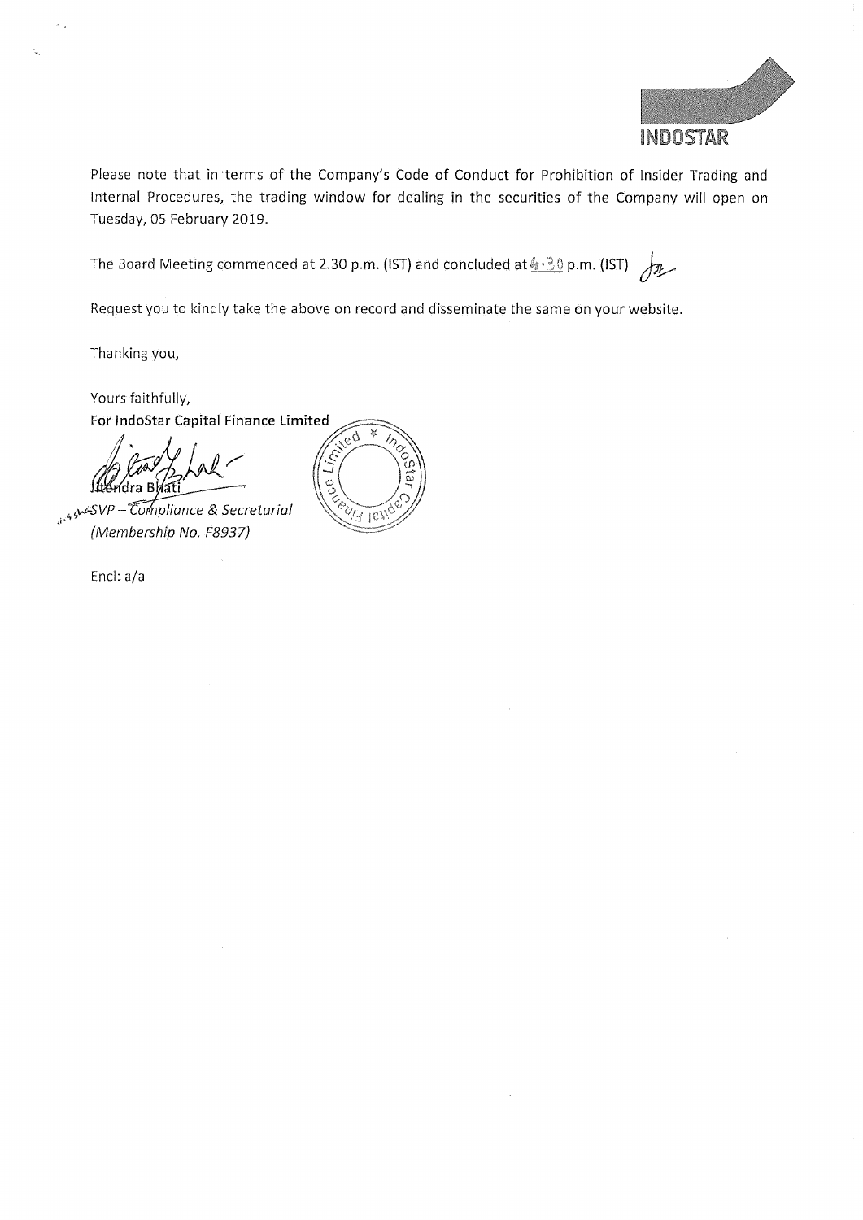Please note that in terms of the Company's Code of Conduct for Prohibition of Insider Trading and Internal Procedures, the trading window for dealing in the securities of the Company will open on Tuesday, 05 February 2019.

The Board Meeting commenced at 2.30 p.m. (IST) and concluded at 4.30 p.m. (IST)

Request you to kindly take the above on record and disseminate the same on your website.

Thanking you,

Yours faithfully,

**For IndoStar Capital Finance Limited**

Jitendra Bhati

*SVP – Compliance & Secretarial*

*(Membership No. F8937)*

Encl: a/a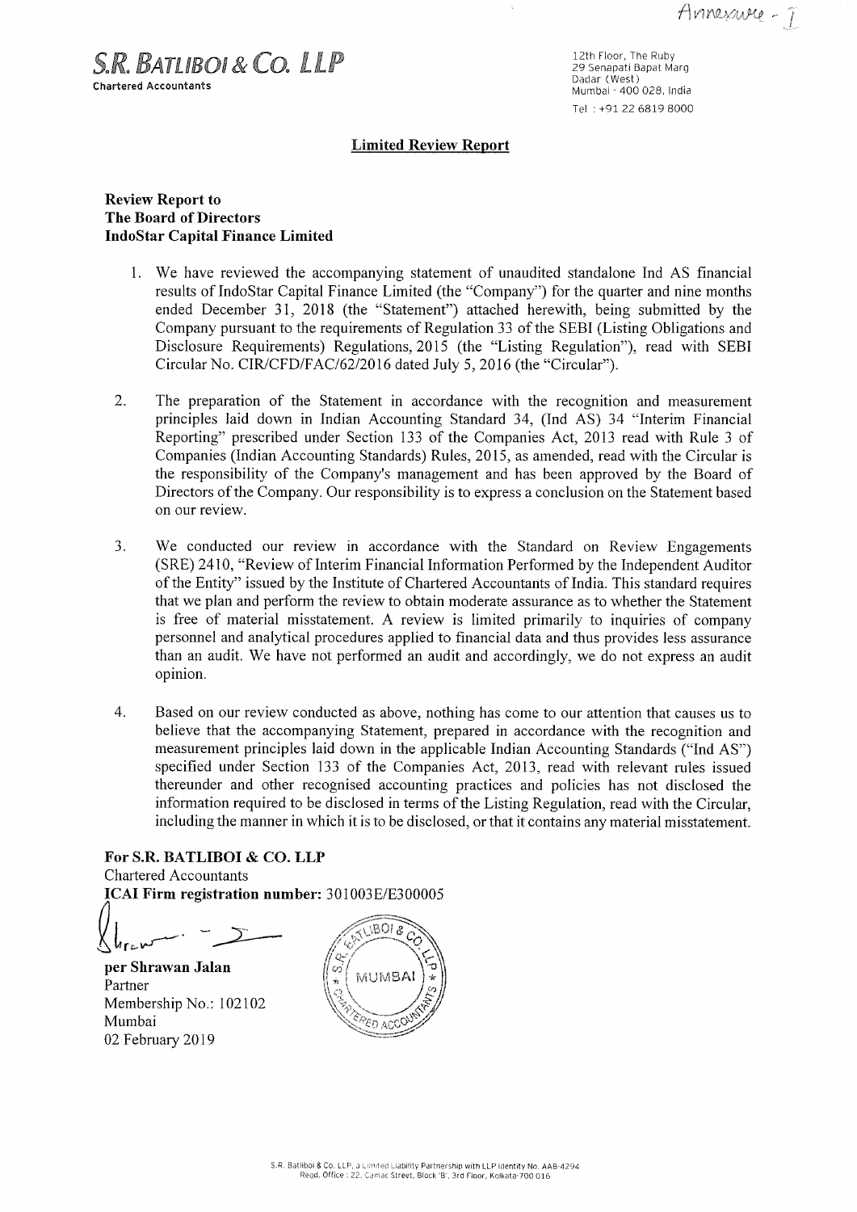Annexure - I

**S.R. BATLIBOI & CO. LLP**
Chartered Accountants

12th Floor, The Ruby
29 Senapati Bapat Marg
Dadar (West)
Mumbai - 400 028, India
Tel : +91 22 6819 8000

## Limited Review Report

**Review Report to**
**The Board of Directors**
**IndoStar Capital Finance Limited**

1. We have reviewed the accompanying statement of unaudited standalone Ind AS financial results of IndoStar Capital Finance Limited (the "Company") for the quarter and nine months ended December 31, 2018 (the "Statement") attached herewith, being submitted by the Company pursuant to the requirements of Regulation 33 of the SEBI (Listing Obligations and Disclosure Requirements) Regulations, 2015 (the "Listing Regulation"), read with SEBI Circular No. CIR/CFD/FAC/62/2016 dated July 5, 2016 (the "Circular").

2. The preparation of the Statement in accordance with the recognition and measurement principles laid down in Indian Accounting Standard 34, (Ind AS) 34 "Interim Financial Reporting" prescribed under Section 133 of the Companies Act, 2013 read with Rule 3 of Companies (Indian Accounting Standards) Rules, 2015, as amended, read with the Circular is the responsibility of the Company's management and has been approved by the Board of Directors of the Company. Our responsibility is to express a conclusion on the Statement based on our review.

3. We conducted our review in accordance with the Standard on Review Engagements (SRE) 2410, "Review of Interim Financial Information Performed by the Independent Auditor of the Entity" issued by the Institute of Chartered Accountants of India. This standard requires that we plan and perform the review to obtain moderate assurance as to whether the Statement is free of material misstatement. A review is limited primarily to inquiries of company personnel and analytical procedures applied to financial data and thus provides less assurance than an audit. We have not performed an audit and accordingly, we do not express an audit opinion.

4. Based on our review conducted as above, nothing has come to our attention that causes us to believe that the accompanying Statement, prepared in accordance with the recognition and measurement principles laid down in the applicable Indian Accounting Standards ("Ind AS") specified under Section 133 of the Companies Act, 2013, read with relevant rules issued thereunder and other recognised accounting practices and policies has not disclosed the information required to be disclosed in terms of the Listing Regulation, read with the Circular, including the manner in which it is to be disclosed, or that it contains any material misstatement.

**For S.R. BATLIBOI & CO. LLP**
Chartered Accountants
**ICAI Firm registration number:** 301003E/E300005

**per Shrawan Jalan**
Partner
Membership No.: 102102
Mumbai
02 February 2019

S.R. Batliboi & Co. LLP, a Limited Liability Partnership with LLP Identity No. AAB-4294
Regd. Office : 22, Camac Street, Block 'B', 3rd Floor, Kolkata-700 016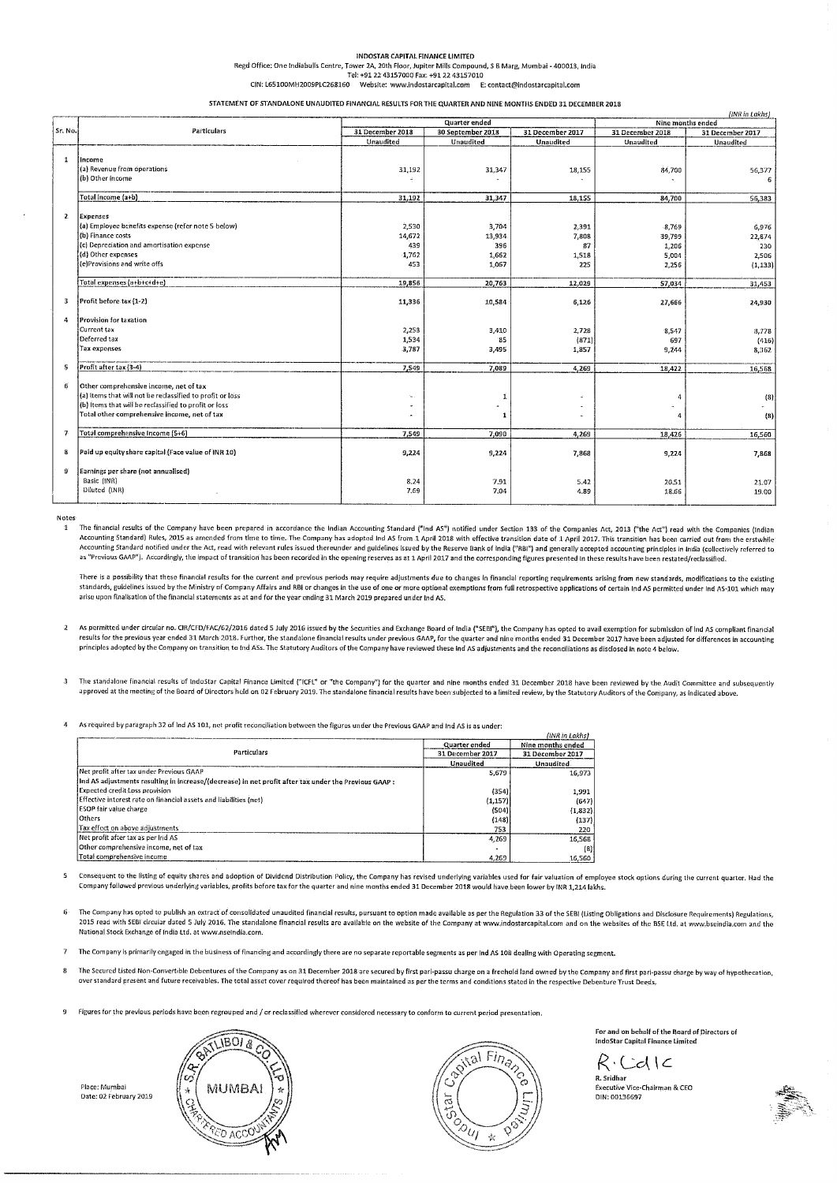# INDOSTAR CAPITAL FINANCE LIMITED

Regd Office: One Indiabulls Centre, Tower 2A, 20th Floor, Jupiter Mills Compound, S B Marg, Mumbai - 400013, India
Tel: +91 22 43157000 Fax: +91 22 43157010
CIN: L65100MH2009PLC268160 Website: www.indostarcapital.com E: contact@indostarcapital.com

## STATEMENT OF STANDALONE UNAUDITED FINANCIAL RESULTS FOR THE QUARTER AND NINE MONTHS ENDED 31 DECEMBER 2018

(INR in Lakhs)

| Sr. No. | Particulars | Quarter ended | | | Nine months ended | |
|---|---|---|---|---|---|---|
| | | 31 December 2018 | 30 September 2018 | 31 December 2017 | 31 December 2018 | 31 December 2017 |
| | | Unaudited | Unaudited | Unaudited | Unaudited | Unaudited |
| 1 | Income | | | | | |
| | (a) Revenue from operations | 31,192 | 31,347 | 18,155 | 84,700 | 56,377 |
| | (b) Other income | - | - | - | - | 6 |
| | Total income (a+b) | 31,192 | 31,347 | 18,155 | 84,700 | 56,383 |
| 2 | Expenses | | | | | |
| | (a) Employee benefits expense (refer note 5 below) | 2,530 | 3,704 | 2,391 | 8,769 | 6,976 |
| | (b) Finance costs | 14,672 | 13,934 | 7,808 | 39,799 | 22,874 |
| | (c) Depreciation and amortisation expense | 439 | 396 | 87 | 1,206 | 230 |
| | (d) Other expenses | 1,762 | 1,662 | 1,518 | 5,004 | 2,506 |
| | (e)Provisions and write offs | 453 | 1,067 | 225 | 2,256 | (1,133) |
| | Total expenses (a+b+c+d+e) | 19,856 | 20,763 | 12,029 | 57,034 | 31,453 |
| 3 | Profit before tax (1-2) | 11,336 | 10,584 | 6,126 | 27,666 | 24,930 |
| 4 | Provision for taxation | | | | | |
| | Current tax | 2,253 | 3,410 | 2,728 | 8,547 | 8,778 |
| | Deferred tax | 1,534 | 85 | (871) | 697 | (416) |
| | Tax expenses | 3,787 | 3,495 | 1,857 | 9,244 | 8,362 |
| 5 | Profit after tax (3-4) | 7,549 | 7,089 | 4,269 | 18,422 | 16,568 |
| 6 | Other comprehensive income, net of tax | | | | | |
| | (a) Items that will not be reclassified to profit or loss | - | 1 | - | 4 | (8) |
| | (b) Items that will be reclassified to profit or loss | - | - | - | - | - |
| | Total other comprehensive income, net of tax | - | 1 | - | 4 | (8) |
| 7 | Total comprehensive income (5+6) | 7,549 | 7,090 | 4,269 | 18,426 | 16,560 |
| 8 | Paid up equity share capital (Face value of INR 10) | 9,224 | 9,224 | 7,868 | 9,224 | 7,868 |
| 9 | Earnings per share (not annualised) | | | | | |
| | Basic (INR) | 8.24 | 7.91 | 5.42 | 20.51 | 21.07 |
| | Diluted (INR) | 7.69 | 7.04 | 4.89 | 18.66 | 19.00 |

Notes

1. The financial results of the Company have been prepared in accordance the Indian Accounting Standard ("Ind AS") notified under Section 133 of the Companies Act, 2013 ("the Act") read with the Companies (Indian Accounting Standard) Rules, 2015 as amended from time to time. The Company has adopted Ind AS from 1 April 2018 with effective transition date of 1 April 2017. This transition has been carried out from the erstwhile Accounting Standard notified under the Act, read with relevant rules issued thereunder and guidelines issued by the Reserve Bank of India ("RBI") and generally accepted accounting principles in India (collectively referred to as "Previous GAAP"). Accordingly, the impact of transition has been recorded in the opening reserves as at 1 April 2017 and the corresponding figures presented in these results have been restated/reclassified.

   There is a possibility that these financial results for the current and previous periods may require adjustments due to changes in financial reporting requirements arising from new standards, modifications to the existing standards, guidelines issued by the Ministry of Company Affairs and RBI or changes in the use of one or more optional exemptions from full retrospective applications of certain Ind AS permitted under Ind AS-101 which may arise upon finalisation of the financial statements as at and for the year ending 31 March 2019 prepared under Ind AS.

2. As permitted under circular no. CIR/CFD/FAC/62/2016 dated 5 July 2016 issued by the Securities and Exchange Board of India ("SEBI"), the Company has opted to avail exemption for submission of Ind AS compliant financial results for the previous year ended 31 March 2018. Further, the standalone financial results under previous GAAP, for the quarter and nine months ended 31 December 2017 have been adjusted for differences in accounting principles adopted by the Company on transition to Ind ASs. The Statutory Auditors of the Company have reviewed these Ind AS adjustments and the reconciliations as disclosed in note 4 below.

3. The standalone financial results of IndoStar Capital Finance Limited ("ICFL" or "the Company") for the quarter and nine months ended 31 December 2018 have been reviewed by the Audit Committee and subsequently approved at the meeting of the Board of Directors held on 02 February 2019. The standalone financial results have been subjected to a limited review, by the Statutory Auditors of the Company, as indicated above.

4. As required by paragraph 32 of Ind AS 101, net profit reconciliation between the figures under the Previous GAAP and Ind AS is as under:

(INR in Lakhs)

| Particulars | Quarter ended | Nine months ended |
|---|---|---|
| | 31 December 2017 | 31 December 2017 |
| | Unaudited | Unaudited |
| Net profit after tax under Previous GAAP | 5,679 | 16,973 |
| Ind AS adjustments resulting in increase/(decrease) in net profit after tax under the Previous GAAP : | | |
| Expected credit Loss provision | (354) | 1,991 |
| Effective interest rate on financial assets and liabilities (net) | (1,157) | (647) |
| ESOP fair value charge | (504) | (1,832) |
| Others | (148) | (137) |
| Tax effect on above adjustments | 753 | 220 |
| Net profit after tax as per Ind AS | 4,269 | 16,568 |
| Other comprehensive income, net of tax | - | (8) |
| Total comprehensive income | 4,269 | 16,560 |

5. Consequent to the listing of equity shares and adoption of Dividend Distribution Policy, the Company has revised underlying variables used for fair valuation of employee stock options during the current quarter. Had the Company followed previous underlying variables, profits before tax for the quarter and nine months ended 31 December 2018 would have been lower by INR 1,214 lakhs.

6. The Company has opted to publish an extract of consolidated unaudited financial results, pursuant to option made available as per the Regulation 33 of the SEBI (Listing Obligations and Disclosure Requirements) Regulations, 2015 read with SEBI circular dated 5 July 2016. The standalone financial results are available on the website of the Company at www.indostarcapital.com and on the websites of the BSE Ltd. at www.bseindia.com and the National Stock Exchange of India Ltd. at www.nseindia.com.

7. The Company is primarily engaged in the business of financing and accordingly there are no separate reportable segments as per Ind AS 108 dealing with Operating segment.

8. The Secured Listed Non-Convertible Debentures of the Company as on 31 December 2018 are secured by first pari-passu charge on a freehold land owned by the Company and first pari-passu charge by way of hypothecation, over standard present and future receivables. The total asset cover required thereof has been maintained as per the terms and conditions stated in the respective Debenture Trust Deeds.

9. Figures for the previous periods have been regrouped and / or reclassified wherever considered necessary to conform to current period presentation.

Place: Mumbai
Date: 02 February 2019

For and on behalf of the Board of Directors of
IndoStar Capital Finance Limited

R. Sridhar
Executive Vice-Chairman & CEO
DIN: 00136697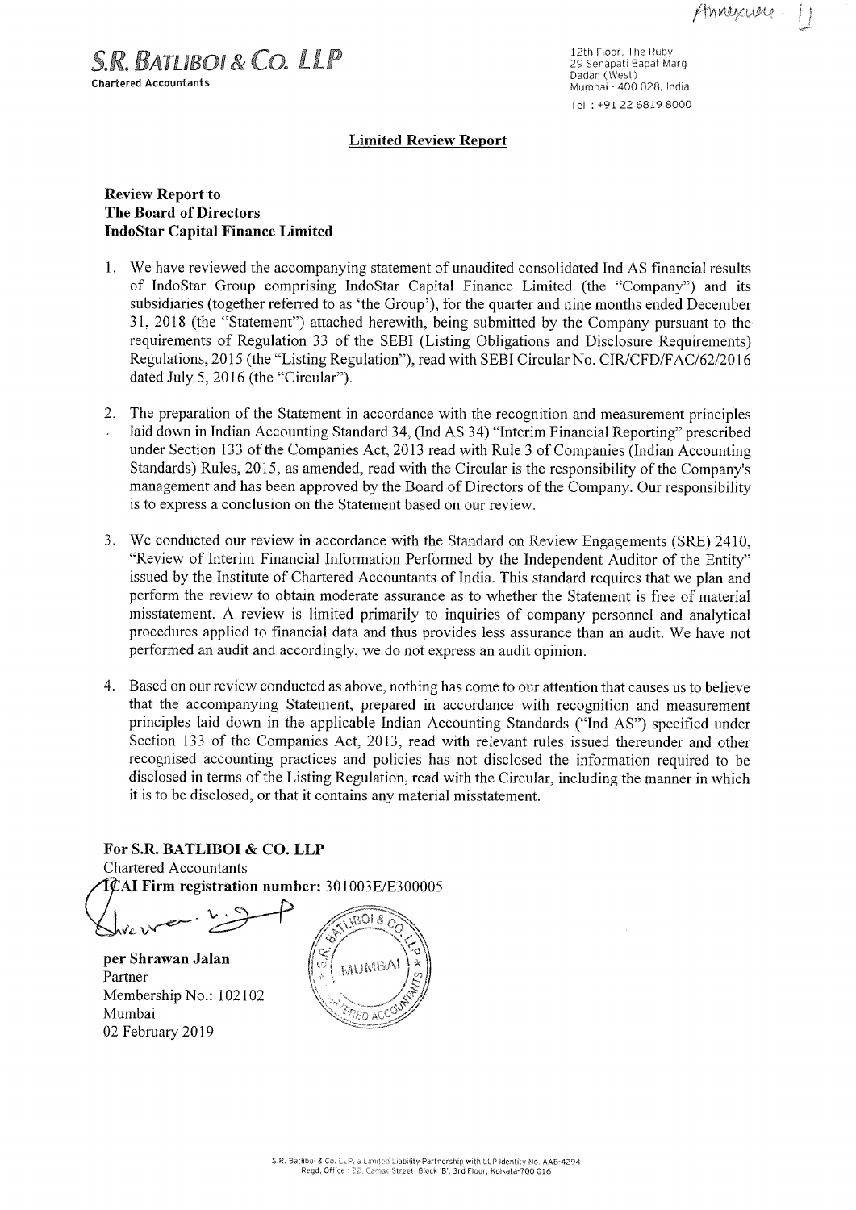Annexure II

**S.R. BATLIBOI & CO. LLP**
Chartered Accountants

12th Floor, The Ruby
29 Senapati Bapat Marg
Dadar (West)
Mumbai - 400 028, India
Tel : +91 22 6819 8000

## Limited Review Report

**Review Report to**
**The Board of Directors**
**IndoStar Capital Finance Limited**

1. We have reviewed the accompanying statement of unaudited consolidated Ind AS financial results of IndoStar Group comprising IndoStar Capital Finance Limited (the "Company") and its subsidiaries (together referred to as 'the Group'), for the quarter and nine months ended December 31, 2018 (the "Statement") attached herewith, being submitted by the Company pursuant to the requirements of Regulation 33 of the SEBI (Listing Obligations and Disclosure Requirements) Regulations, 2015 (the "Listing Regulation"), read with SEBI Circular No. CIR/CFD/FAC/62/2016 dated July 5, 2016 (the "Circular").

2. The preparation of the Statement in accordance with the recognition and measurement principles laid down in Indian Accounting Standard 34, (Ind AS 34) "Interim Financial Reporting" prescribed under Section 133 of the Companies Act, 2013 read with Rule 3 of Companies (Indian Accounting Standards) Rules, 2015, as amended, read with the Circular is the responsibility of the Company's management and has been approved by the Board of Directors of the Company. Our responsibility is to express a conclusion on the Statement based on our review.

3. We conducted our review in accordance with the Standard on Review Engagements (SRE) 2410, "Review of Interim Financial Information Performed by the Independent Auditor of the Entity" issued by the Institute of Chartered Accountants of India. This standard requires that we plan and perform the review to obtain moderate assurance as to whether the Statement is free of material misstatement. A review is limited primarily to inquiries of company personnel and analytical procedures applied to financial data and thus provides less assurance than an audit. We have not performed an audit and accordingly, we do not express an audit opinion.

4. Based on our review conducted as above, nothing has come to our attention that causes us to believe that the accompanying Statement, prepared in accordance with recognition and measurement principles laid down in the applicable Indian Accounting Standards ("Ind AS") specified under Section 133 of the Companies Act, 2013, read with relevant rules issued thereunder and other recognised accounting practices and policies has not disclosed the information required to be disclosed in terms of the Listing Regulation, read with the Circular, including the manner in which it is to be disclosed, or that it contains any material misstatement.

**For S.R. BATLIBOI & CO. LLP**
Chartered Accountants
**ICAI Firm registration number:** 301003E/E300005

**per Shrawan Jalan**
Partner
Membership No.: 102102
Mumbai
02 February 2019

S.R. Batliboi & Co. LLP, a Limited Liability Partnership with LLP Identity No. AAB-4294
Regd. Office : 22, Camac Street, Block 'B', 3rd Floor, Kolkata-700 016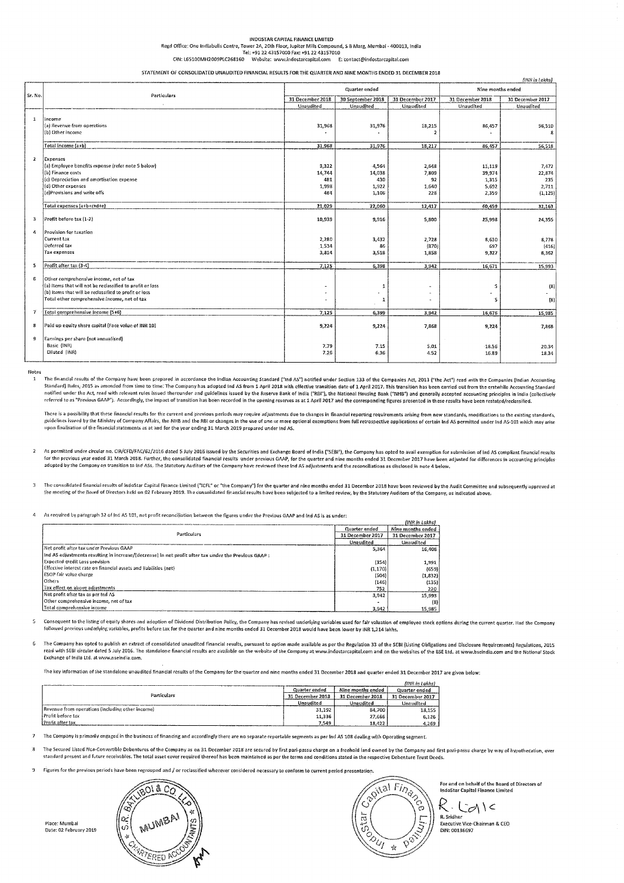**INDOSTAR CAPITAL FINANCE LIMITED**
Regd Office: One Indiabulls Centre, Tower 2A, 20th Floor, Jupiter Mills Compound, S B Marg, Mumbai - 400013, India
Tel: +91 22 43157000 Fax: +91 22 43157010
CIN: L65100MH2009PLC268160 Website: www.indostarcapital.com E: contact@indostarcapital.com

**STATEMENT OF CONSOLIDATED UNAUDITED FINANCIAL RESULTS FOR THE QUARTER AND NINE MONTHS ENDED 31 DECEMBER 2018**

*(INR in Lakhs)*

| Sr. No. | Particulars | Quarter ended | | | Nine months ended | |
|---|---|---|---|---|---|---|
| | | 31 December 2018 | 30 September 2018 | 31 December 2017 | 31 December 2018 | 31 December 2017 |
| | | Unaudited | Unaudited | Unaudited | Unaudited | Unaudited |
| 1 | Income | | | | | |
| | (a) Revenue from operations | 31,968 | 31,976 | 18,215 | 86,457 | 56,510 |
| | (b) Other income | - | - | 2 | - | 8 |
| | Total income (a+b) | 31,968 | 31,976 | 18,217 | 86,457 | 56,518 |
| 2 | Expenses | | | | | |
| | (a) Employee benefits expense (refer note 5 below) | 3,322 | 4,564 | 2,648 | 11,119 | 7,472 |
| | (b) Finance costs | 14,744 | 14,038 | 7,809 | 39,974 | 22,874 |
| | (c) Depreciation and amortisation expense | 481 | 430 | 92 | 1,315 | 235 |
| | (d) Other expenses | 1,998 | 1,922 | 1,640 | 5,692 | 2,711 |
| | (e)Provisions and write offs | 484 | 1,106 | 228 | 2,359 | (1,129) |
| | Total expenses (a+b+c+d+e) | 21,029 | 22,060 | 12,417 | 60,459 | 32,163 |
| 3 | Profit before tax (1-2) | 10,939 | 9,916 | 5,800 | 25,998 | 24,355 |
| 4 | Provision for taxation | | | | | |
| | Current tax | 2,280 | 3,432 | 2,728 | 8,630 | 8,778 |
| | Deferred tax | 1,534 | 86 | (870) | 697 | (416) |
| | Tax expenses | 3,814 | 3,518 | 1,858 | 9,327 | 8,362 |
| 5 | Profit after tax (3-4) | 7,125 | 6,398 | 3,942 | 16,671 | 15,993 |
| 6 | Other comprehensive income, net of tax | | | | | |
| | (a) Items that will not be reclassified to profit or loss | - | 1 | - | 5 | (8) |
| | (b) Items that will be reclassified to profit or loss | - | - | - | - | - |
| | Total other comprehensive income, net of tax | - | 1 | - | 5 | (8) |
| 7 | Total comprehensive income (5+6) | 7,125 | 6,399 | 3,942 | 16,676 | 15,985 |
| 8 | Paid up equity share capital (Face value of INR 10) | 9,224 | 9,224 | 7,868 | 9,224 | 7,868 |
| 9 | Earnings per share (not annualised) | | | | | |
| | Basic (INR) | 7.79 | 7.15 | 5.01 | 18.56 | 20.34 |
| | Diluted (INR) | 7.26 | 6.36 | 4.52 | 16.89 | 18.34 |

Notes

1. The financial results of the Company have been prepared in accordance the Indian Accounting Standard ("Ind AS") notified under Section 133 of the Companies Act, 2013 ("the Act") read with the Companies (Indian Accounting Standard) Rules, 2015 as amended from time to time. The Company has adopted Ind AS from 1 April 2018 with effective transition date of 1 April 2017. This transition has been carried out from the erstwhile Accounting Standard notified under the Act, read with relevant rules issued thereunder and guidelines issued by the Reserve Bank of India ("RBI"), the National Housing Bank ("NHB") and generally accepted accounting principles in India (collectively referred to as "Previous GAAP"). Accordingly, the impact of transition has been recorded in the opening reserves as at 1 April 2017 and the corresponding figures presented in these results have been restated/reclassified.

   There is a possibility that these financial results for the current and previous periods may require adjustments due to changes in financial reporting requirements arising from new standards, modifications to the existing standards, guidelines issued by the Ministry of Company Affairs, the NHB and the RBI or changes in the use of one or more optional exemptions from full retrospective applications of certain Ind AS permitted under Ind AS-101 which may arise upon finalisation of the financial statements as at and for the year ending 31 March 2019 prepared under Ind AS.

2. As permitted under circular no. CIR/CFD/FAC/62/2016 dated 5 July 2016 issued by the Securities and Exchange Board of India ("SEBI"), the Company has opted to avail exemption for submission of Ind AS compliant financial results for the previous year ended 31 March 2018. Further, the consolidated financial results under previous GAAP, for the quarter and nine months ended 31 December 2017 have been adjusted for differences in accounting principles adopted by the Company on transition to Ind ASs. The Statutory Auditors of the Company have reviewed these Ind AS adjustments and the reconciliations as disclosed in note 4 below.

3. The consolidated financial results of IndoStar Capital Finance Limited ("ICFL" or "the Company") for the quarter and nine months ended 31 December 2018 have been reviewed by the Audit Committee and subsequently approved at the meeting of the Board of Directors held on 02 February 2019. The consolidated financial results have been subjected to a limited review, by the Statutory Auditors of the Company, as indicated above.

4. As required by paragraph 32 of Ind AS 101, net profit reconciliation between the figures under the Previous GAAP and Ind AS is as under:

*(INR in Lakhs)*

| Particulars | Quarter ended | Nine months ended |
|---|---|---|
| | 31 December 2017 | 31 December 2017 |
| | Unaudited | Unaudited |
| Net profit after tax under Previous GAAP | 5,364 | 16,408 |
| Ind AS adjustments resulting in increase/(decrease) in net profit after tax under the Previous GAAP : | | |
| Expected credit Loss provision | (354) | 1,991 |
| Effective interest rate on financial assets and liabilities (net) | (1,170) | (659) |
| ESOP fair value charge | (504) | (1,832) |
| Others | (146) | (135) |
| Tax effect on above adjustments | 752 | 220 |
| Net profit after tax as per Ind AS | 3,942 | 15,993 |
| Other comprehensive income, net of tax | - | (8) |
| Total comprehensive income | 3,942 | 15,985 |

5. Consequent to the listing of equity shares and adoption of Dividend Distribution Policy, the Company has revised underlying variables used for fair valuation of employee stock options during the current quarter. Had the Company followed previous underlying variables, profits before tax for the quarter and nine months ended 31 December 2018 would have been lower by INR 1,214 lakhs.

6. The Company has opted to publish an extract of consolidated unaudited financial results, pursuant to option made available as per the Regulation 33 of the SEBI (Listing Obligations and Disclosure Requirements) Regulations, 2015 read with SEBI circular dated 5 July 2016. The standalone financial results are available on the website of the Company at www.indostarcapital.com and on the websites of the BSE Ltd. at www.bseindia.com and the National Stock Exchange of India Ltd. at www.nseindia.com.

   The key information of the standalone unaudited financial results of the Company for the quarter and nine months ended 31 December 2018 and quarter ended 31 December 2017 are given below:

*(INR in Lakhs)*

| Particulars | Quarter ended | Nine months ended | Quarter ended |
|---|---|---|---|
| | 31 December 2018 | 31 December 2018 | 31 December 2017 |
| | Unaudited | Unaudited | Unaudited |
| Revenue from operations (including other income) | 31,192 | 84,700 | 18,155 |
| Profit before tax | 11,336 | 27,666 | 6,126 |
| Profit after tax | 7,549 | 18,422 | 4,269 |

7. The Company is primarily engaged in the business of financing and accordingly there are no separate reportable segments as per Ind AS 108 dealing with Operating segment.

8. The Secured Listed Non-Convertible Debentures of the Company as on 31 December 2018 are secured by first pari-passu charge on a freehold land owned by the Company and first pari-passu charge by way of hypothecation, over standard present and future receivables. The total asset cover required thereof has been maintained as per the terms and conditions stated in the respective Debenture Trust Deeds.

9. Figures for the previous periods have been regrouped and / or reclassified wherever considered necessary to conform to current period presentation.

Place: Mumbai
Date: 02 February 2019

For and on behalf of the Board of Directors of
IndoStar Capital Finance Limited

R. Sridhar
Executive Vice-Chairman & CEO
DIN: 00136697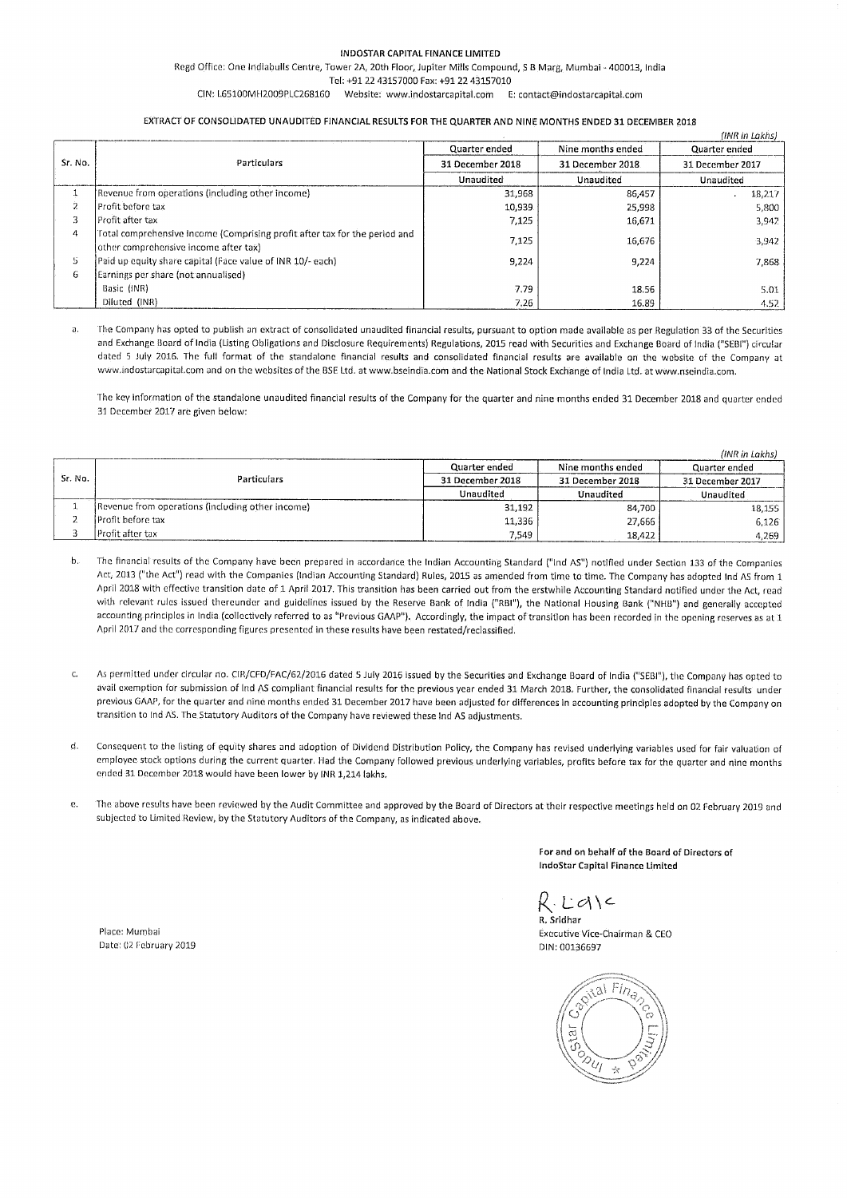**INDOSTAR CAPITAL FINANCE LIMITED**

Regd Office: One Indiabulls Centre, Tower 2A, 20th Floor, Jupiter Mills Compound, S B Marg, Mumbai - 400013, India

Tel: +91 22 43157000 Fax: +91 22 43157010

CIN: L65100MH2009PLC268160 Website: www.indostarcapital.com E: contact@indostarcapital.com

**EXTRACT OF CONSOLIDATED UNAUDITED FINANCIAL RESULTS FOR THE QUARTER AND NINE MONTHS ENDED 31 DECEMBER 2018**

*(INR in Lakhs)*

| Sr. No. | Particulars | Quarter ended 31 December 2018 Unaudited | Nine months ended 31 December 2018 Unaudited | Quarter ended 31 December 2017 Unaudited |
|---|---|---|---|---|
| 1 | Revenue from operations (including other income) | 31,968 | 86,457 | 18,217 |
| 2 | Profit before tax | 10,939 | 25,998 | 5,800 |
| 3 | Profit after tax | 7,125 | 16,671 | 3,942 |
| 4 | Total comprehensive income (Comprising profit after tax for the period and other comprehensive income after tax) | 7,125 | 16,676 | 3,942 |
| 5 | Paid up equity share capital (Face value of INR 10/- each) | 9,224 | 9,224 | 7,868 |
| 6 | Earnings per share (not annualised) | | | |
| | Basic (INR) | 7.79 | 18.56 | 5.01 |
| | Diluted (INR) | 7.26 | 16.89 | 4.52 |

a. The Company has opted to publish an extract of consolidated unaudited financial results, pursuant to option made available as per Regulation 33 of the Securities and Exchange Board of India (Listing Obligations and Disclosure Requirements) Regulations, 2015 read with Securities and Exchange Board of India ("SEBI") circular dated 5 July 2016. The full format of the standalone financial results and consolidated financial results are available on the website of the Company at www.indostarcapital.com and on the websites of the BSE Ltd. at www.bseindia.com and the National Stock Exchange of India Ltd. at www.nseindia.com.

The key information of the standalone unaudited financial results of the Company for the quarter and nine months ended 31 December 2018 and quarter ended 31 December 2017 are given below:

*(INR in Lakhs)*

| Sr. No. | Particulars | Quarter ended 31 December 2018 Unaudited | Nine months ended 31 December 2018 Unaudited | Quarter ended 31 December 2017 Unaudited |
|---|---|---|---|---|
| 1 | Revenue from operations (including other income) | 31,192 | 84,700 | 18,155 |
| 2 | Profit before tax | 11,336 | 27,666 | 6,126 |
| 3 | Profit after tax | 7,549 | 18,422 | 4,269 |

b. The financial results of the Company have been prepared in accordance the Indian Accounting Standard ("Ind AS") notified under Section 133 of the Companies Act, 2013 ("the Act") read with the Companies (Indian Accounting Standard) Rules, 2015 as amended from time to time. The Company has adopted Ind AS from 1 April 2018 with effective transition date of 1 April 2017. This transition has been carried out from the erstwhile Accounting Standard notified under the Act, read with relevant rules issued thereunder and guidelines issued by the Reserve Bank of India ("RBI"), the National Housing Bank ("NHB") and generally accepted accounting principles in India (collectively referred to as "Previous GAAP"). Accordingly, the impact of transition has been recorded in the opening reserves as at 1 April 2017 and the corresponding figures presented in these results have been restated/reclassified.

c. As permitted under circular no. CIR/CFD/FAC/62/2016 dated 5 July 2016 issued by the Securities and Exchange Board of India ("SEBI"), the Company has opted to avail exemption for submission of Ind AS compliant financial results for the previous year ended 31 March 2018. Further, the consolidated financial results under previous GAAP, for the quarter and nine months ended 31 December 2017 have been adjusted for differences in accounting principles adopted by the Company on transition to Ind AS. The Statutory Auditors of the Company have reviewed these Ind AS adjustments.

d. Consequent to the listing of equity shares and adoption of Dividend Distribution Policy, the Company has revised underlying variables used for fair valuation of employee stock options during the current quarter. Had the Company followed previous underlying variables, profits before tax for the quarter and nine months ended 31 December 2018 would have been lower by INR 1,214 lakhs.

e. The above results have been reviewed by the Audit Committee and approved by the Board of Directors at their respective meetings held on 02 February 2019 and subjected to Limited Review, by the Statutory Auditors of the Company, as indicated above.

For and on behalf of the Board of Directors of
IndoStar Capital Finance Limited

R. Sridhar
Executive Vice-Chairman & CEO
DIN: 00136697

Place: Mumbai
Date: 02 February 2019